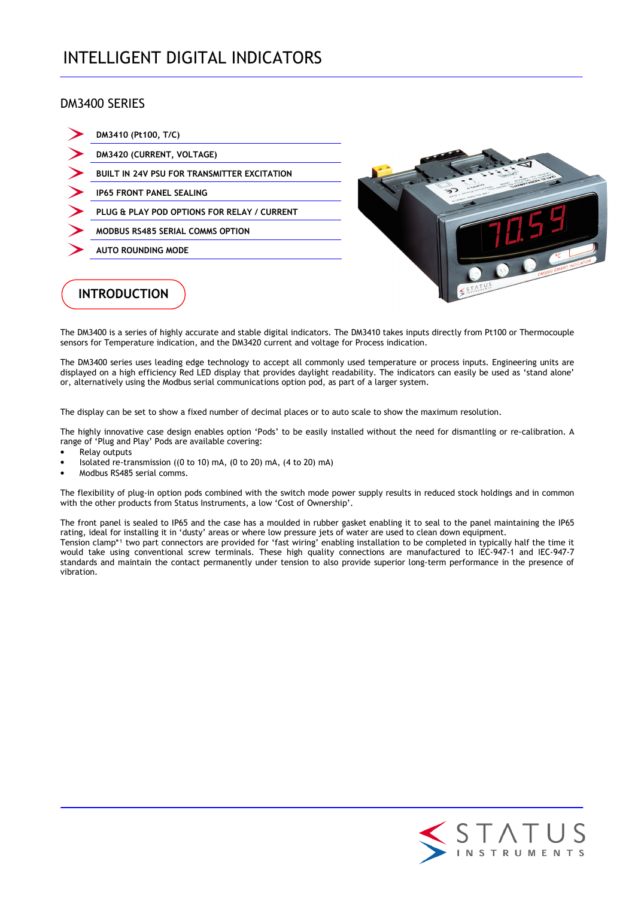# INTELLIGENT DIGITAL INDICATORS

## DM3400 SERIES

- **DM3410 (Pt100, T/C)**
- **DM3420 (CURRENT, VOLTAGE)**
- **BUILT IN 24V PSU FOR TRANSMITTER EXCITATION**
- **IP65 FRONT PANEL SEALING**
- **PLUG & PLAY POD OPTIONS FOR RELAY / CURRENT**
- **MODBUS RS485 SERIAL COMMS OPTION**
- **AUTO ROUNDING MODE**

## INTRODUCTION

The DM3400 is a series of highly accurate and stable digital indicators. The DM3410 takes inputs directly from Pt100 or Thermocouple sensors for Temperature indication, and the DM3420 current and voltage for Process indication.

The DM3400 series uses leading edge technology to accept all commonly used temperature or process inputs. Engineering units are displayed on a high efficiency Red LED display that provides daylight readability. The indicators can easily be used as 'stand alone' or, alternatively using the Modbus serial communications option pod, as part of a larger system.

The display can be set to show a fixed number of decimal places or to auto scale to show the maximum resolution.

The highly innovative case design enables option 'Pods' to be easily installed without the need for dismantling or re-calibration. A range of 'Plug and Play' Pods are available covering:

- Relay outputs
- Isolated re-transmission ((0 to 10) mA, (0 to 20) mA, (4 to 20) mA)
- Modbus RS485 serial comms.

The flexibility of plug-in option pods combined with the switch mode power supply results in reduced stock holdings and in common with the other products from Status Instruments, a low 'Cost of Ownership'.

The front panel is sealed to IP65 and the case has a moulded in rubber gasket enabling it to seal to the panel maintaining the IP65 rating, ideal for installing it in 'dusty' areas or where low pressure jets of water are used to clean down equipment.
Tension clamp*[1] two part connectors are provided for 'fast wiring' enabling installation to be completed in typically half the time it would take using conventional screw terminals. These high quality connections are manufactured to IEC-947-1 and IEC-947-7 standards and maintain the contact permanently under tension to also provide superior long-term performance in the presence of vibration.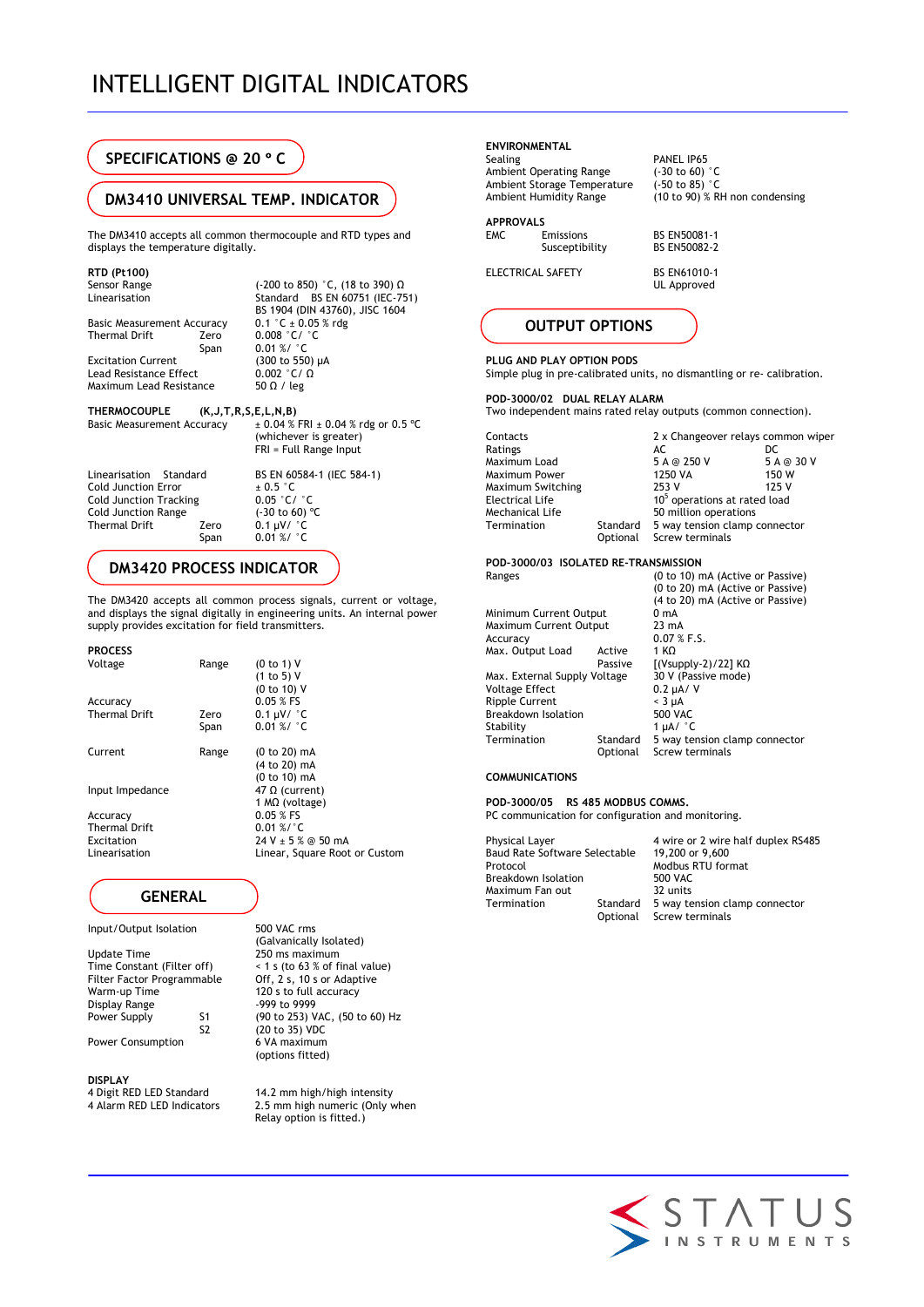# INTELLIGENT DIGITAL INDICATORS

## SPECIFICATIONS @ 20 ° C

## DM3410 UNIVERSAL TEMP. INDICATOR

The DM3410 accepts all common thermocouple and RTD types and displays the temperature digitally.

**RTD (Pt100)**

| | | |
|---|---|---|
| Sensor Range | | (-200 to 850) °C, (18 to 390) Ω |
| Linearisation | | Standard BS EN 60751 (IEC-751) BS 1904 (DIN 43760), JISC 1604 |
| Basic Measurement Accuracy | | 0.1 °C ± 0.05 % rdg |
| Thermal Drift | Zero | 0.008 °C/ °C |
| | Span | 0.01 %/ °C |
| Excitation Current | | (300 to 550) µA |
| Lead Resistance Effect | | 0.002 °C/ Ω |
| Maximum Lead Resistance | | 50 Ω / leg |

**THERMOCOUPLE (K,J,T,R,S,E,L,N,B)**

| | | |
|---|---|---|
| Basic Measurement Accuracy | | ± 0.04 % FRI ± 0.04 % rdg or 0.5 °C (whichever is greater) FRI = Full Range Input |
| Linearisation | Standard | BS EN 60584-1 (IEC 584-1) |
| Cold Junction Error | | ± 0.5 °C |
| Cold Junction Tracking | | 0.05 °C/ °C |
| Cold Junction Range | | (-30 to 60) °C |
| Thermal Drift | Zero | 0.1 µV/ °C |
| | Span | 0.01 %/ °C |

## DM3420 PROCESS INDICATOR

The DM3420 accepts all common process signals, current or voltage, and displays the signal digitally in engineering units. An internal power supply provides excitation for field transmitters.

**PROCESS**

| | | |
|---|---|---|
| Voltage | Range | (0 to 1) V<br>(1 to 5) V<br>(0 to 10) V |
| Accuracy | | 0.05 % FS |
| Thermal Drift | Zero | 0.1 µV/ °C |
| | Span | 0.01 %/ °C |
| Current | Range | (0 to 20) mA<br>(4 to 20) mA<br>(0 to 10) mA |
| Input Impedance | | 47 Ω (current)<br>1 MΩ (voltage) |
| Accuracy | | 0.05 % FS |
| Thermal Drift | | 0.01 %/°C |
| Excitation | | 24 V ± 5 % @ 50 mA |
| Linearisation | | Linear, Square Root or Custom |

## GENERAL

| | | |
|---|---|---|
| Input/Output Isolation | | 500 VAC rms (Galvanically Isolated) |
| Update Time | | 250 ms maximum |
| Time Constant (Filter off) | | < 1 s (to 63 % of final value) |
| Filter Factor Programmable | | Off, 2 s, 10 s or Adaptive |
| Warm-up Time | | 120 s to full accuracy |
| Display Range | | -999 to 9999 |
| Power Supply | S1 | (90 to 253) VAC, (50 to 60) Hz |
| | S2 | (20 to 35) VDC |
| Power Consumption | | 6 VA maximum (options fitted) |

**DISPLAY**

| | |
|---|---|
| 4 Digit RED LED Standard | 14.2 mm high/high intensity |
| 4 Alarm RED LED Indicators | 2.5 mm high numeric (Only when Relay option is fitted.) |

**ENVIRONMENTAL**

| | |
|---|---|
| Sealing | PANEL IP65 |
| Ambient Operating Range | (-30 to 60) °C |
| Ambient Storage Temperature | (-50 to 85) °C |
| Ambient Humidity Range | (10 to 90) % RH non condensing |

**APPROVALS**

| | | |
|---|---|---|
| EMC | Emissions | BS EN50081-1 |
| | Susceptibility | BS EN50082-2 |
| ELECTRICAL SAFETY | | BS EN61010-1 UL Approved |

## OUTPUT OPTIONS

**PLUG AND PLAY OPTION PODS**

Simple plug in pre-calibrated units, no dismantling or re- calibration.

**POD-3000/02 DUAL RELAY ALARM**

Two independent mains rated relay outputs (common connection).

| | | | |
|---|---|---|---|
| Contacts | | 2 x Changeover relays common wiper | |
| Ratings | | AC | DC |
| Maximum Load | | 5 A @ 250 V | 5 A @ 30 V |
| Maximum Power | | 1250 VA | 150 W |
| Maximum Switching | | 253 V | 125 V |
| Electrical Life | | $10^5$ operations at rated load | |
| Mechanical Life | | 50 million operations | |
| Termination | Standard | 5 way tension clamp connector | |
| | Optional | Screw terminals | |

**POD-3000/03 ISOLATED RE-TRANSMISSION**

| | | |
|---|---|---|
| Ranges | | (0 to 10) mA (Active or Passive)<br>(0 to 20) mA (Active or Passive)<br>(4 to 20) mA (Active or Passive) |
| Minimum Current Output | | 0 mA |
| Maximum Current Output | | 23 mA |
| Accuracy | | 0.07 % F.S. |
| Max. Output Load | Active | 1 KΩ |
| | Passive | [(Vsupply-2)/22] KΩ |
| Max. External Supply Voltage | | 30 V (Passive mode) |
| Voltage Effect | | 0.2 µA/ V |
| Ripple Current | | < 3 µA |
| Breakdown Isolation | | 500 VAC |
| Stability | | 1 µA/ °C |
| Termination | Standard | 5 way tension clamp connector |
| | Optional | Screw terminals |

**COMMUNICATIONS**

**POD-3000/05 RS 485 MODBUS COMMS.**

PC communication for configuration and monitoring.

| | | |
|---|---|---|
| Physical Layer | | 4 wire or 2 wire half duplex RS485 |
| Baud Rate Software Selectable | | 19,200 or 9,600 |
| Protocol | | Modbus RTU format |
| Breakdown Isolation | | 500 VAC |
| Maximum Fan out | | 32 units |
| Termination | Standard | 5 way tension clamp connector |
| | Optional | Screw terminals |

STATUS INSTRUMENTS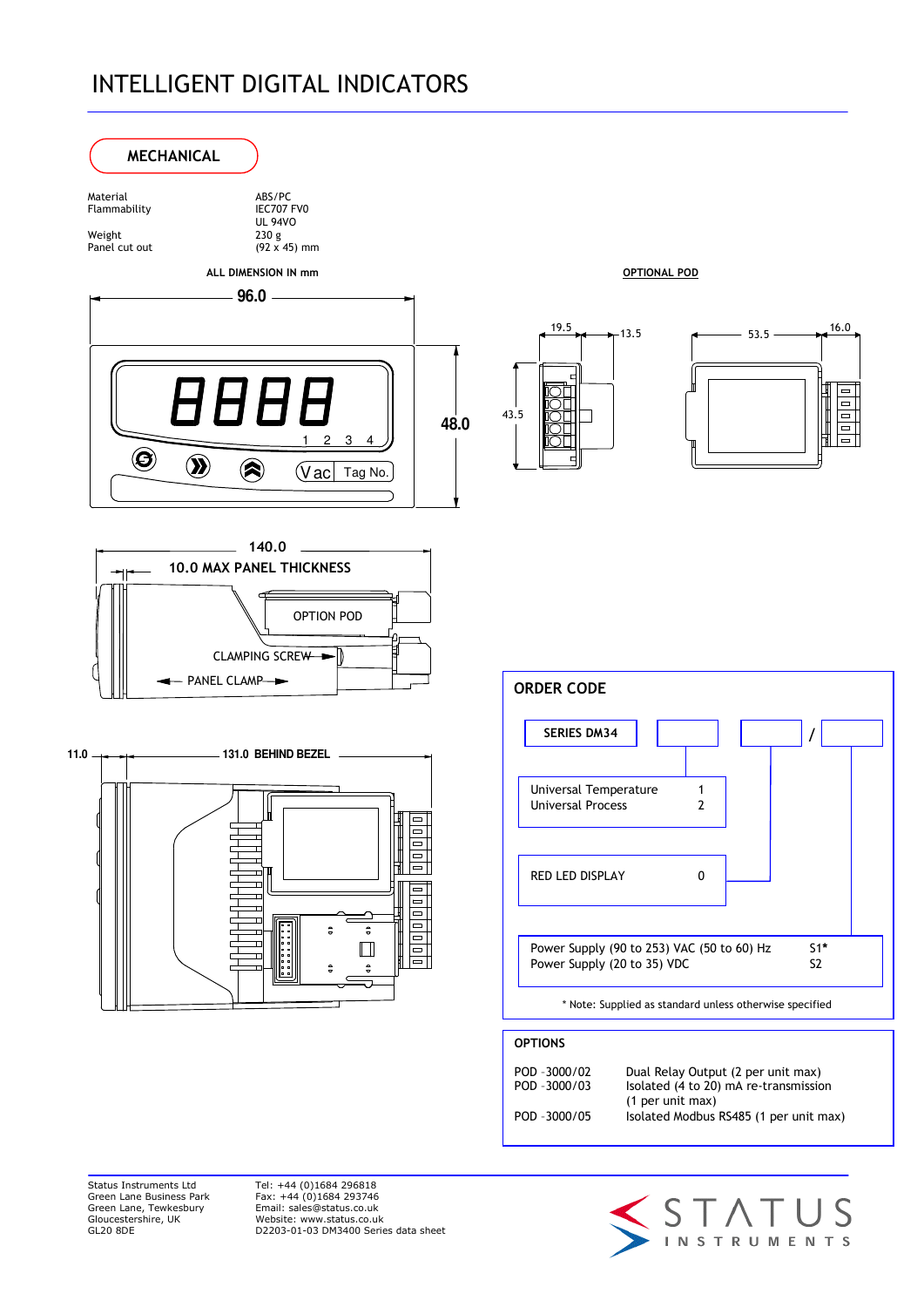# INTELLIGENT DIGITAL INDICATORS

## MECHANICAL

| | |
|---|---|
| Material | ABS/PC |
| Flammability | IEC707 FV0 |
| | UL 94VO |
| Weight | 230 g |
| Panel cut out | (92 x 45) mm |

ALL DIMENSION IN mm

96.0

8888

1 2 3 4

Vac Tag No.

48.0

OPTIONAL POD

19.5

13.5

43.5

53.5

16.0

140.0

10.0 MAX PANEL THICKNESS

OPTION POD

CLAMPING SCREW

PANEL CLAMP

11.0

131.0 BEHIND BEZEL

## ORDER CODE

SERIES DM34 [ ] [ ] / [ ]

| | |
|---|---|
| Universal Temperature | 1 |
| Universal Process | 2 |

| | |
|---|---|
| RED LED DISPLAY | 0 |

| | |
|---|---|
| Power Supply (90 to 253) VAC (50 to 60) Hz | S1* |
| Power Supply (20 to 35) VDC | S2 |

\* Note: Supplied as standard unless otherwise specified

## OPTIONS

| | |
|---|---|
| POD -3000/02 | Dual Relay Output (2 per unit max) |
| POD -3000/03 | Isolated (4 to 20) mA re-transmission (1 per unit max) |
| POD -3000/05 | Isolated Modbus RS485 (1 per unit max) |

Status Instruments Ltd
Green Lane Business Park
Green Lane, Tewkesbury
Gloucestershire, UK
GL20 8DE

Tel: +44 (0)1684 296818
Fax: +44 (0)1684 293746
Email: sales@status.co.uk
Website: www.status.co.uk
D2203-01-03 DM3400 Series data sheet

STATUS INSTRUMENTS